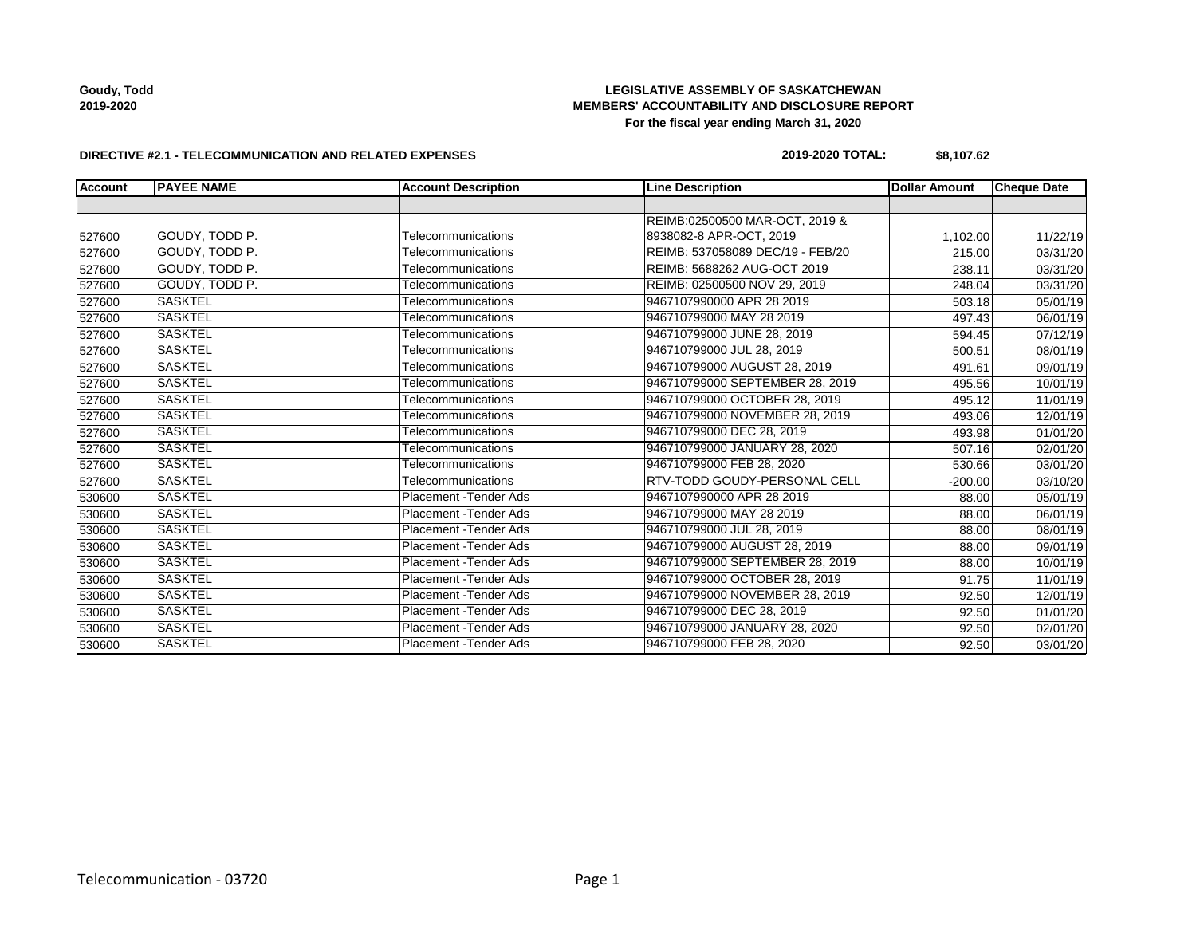Goudy, Todd
2019-2020

**LEGISLATIVE ASSEMBLY OF SASKATCHEWAN**
**MEMBERS' ACCOUNTABILITY AND DISCLOSURE REPORT**
**For the fiscal year ending March 31, 2020**

**DIRECTIVE #2.1 - TELECOMMUNICATION AND RELATED EXPENSES** **2019-2020 TOTAL: $8,107.62**

| Account | PAYEE NAME | Account Description | Line Description | Dollar Amount | Cheque Date |
|---|---|---|---|---|---|
| | | | | | |
| 527600 | GOUDY, TODD P. | Telecommunications | REIMB:02500500 MAR-OCT, 2019 & 8938082-8 APR-OCT, 2019 | 1,102.00 | 11/22/19 |
| 527600 | GOUDY, TODD P. | Telecommunications | REIMB: 537058089 DEC/19 - FEB/20 | 215.00 | 03/31/20 |
| 527600 | GOUDY, TODD P. | Telecommunications | REIMB: 5688262 AUG-OCT 2019 | 238.11 | 03/31/20 |
| 527600 | GOUDY, TODD P. | Telecommunications | REIMB: 02500500 NOV 29, 2019 | 248.04 | 03/31/20 |
| 527600 | SASKTEL | Telecommunications | 9467107990000 APR 28 2019 | 503.18 | 05/01/19 |
| 527600 | SASKTEL | Telecommunications | 946710799000 MAY 28 2019 | 497.43 | 06/01/19 |
| 527600 | SASKTEL | Telecommunications | 946710799000 JUNE 28, 2019 | 594.45 | 07/12/19 |
| 527600 | SASKTEL | Telecommunications | 946710799000 JUL 28, 2019 | 500.51 | 08/01/19 |
| 527600 | SASKTEL | Telecommunications | 946710799000 AUGUST 28, 2019 | 491.61 | 09/01/19 |
| 527600 | SASKTEL | Telecommunications | 946710799000 SEPTEMBER 28, 2019 | 495.56 | 10/01/19 |
| 527600 | SASKTEL | Telecommunications | 946710799000 OCTOBER 28, 2019 | 495.12 | 11/01/19 |
| 527600 | SASKTEL | Telecommunications | 946710799000 NOVEMBER 28, 2019 | 493.06 | 12/01/19 |
| 527600 | SASKTEL | Telecommunications | 946710799000 DEC 28, 2019 | 493.98 | 01/01/20 |
| 527600 | SASKTEL | Telecommunications | 946710799000 JANUARY 28, 2020 | 507.16 | 02/01/20 |
| 527600 | SASKTEL | Telecommunications | 946710799000 FEB 28, 2020 | 530.66 | 03/01/20 |
| 527600 | SASKTEL | Telecommunications | RTV-TODD GOUDY-PERSONAL CELL | -200.00 | 03/10/20 |
| 530600 | SASKTEL | Placement -Tender Ads | 9467107990000 APR 28 2019 | 88.00 | 05/01/19 |
| 530600 | SASKTEL | Placement -Tender Ads | 946710799000 MAY 28 2019 | 88.00 | 06/01/19 |
| 530600 | SASKTEL | Placement -Tender Ads | 946710799000 JUL 28, 2019 | 88.00 | 08/01/19 |
| 530600 | SASKTEL | Placement -Tender Ads | 946710799000 AUGUST 28, 2019 | 88.00 | 09/01/19 |
| 530600 | SASKTEL | Placement -Tender Ads | 946710799000 SEPTEMBER 28, 2019 | 88.00 | 10/01/19 |
| 530600 | SASKTEL | Placement -Tender Ads | 946710799000 OCTOBER 28, 2019 | 91.75 | 11/01/19 |
| 530600 | SASKTEL | Placement -Tender Ads | 946710799000 NOVEMBER 28, 2019 | 92.50 | 12/01/19 |
| 530600 | SASKTEL | Placement -Tender Ads | 946710799000 DEC 28, 2019 | 92.50 | 01/01/20 |
| 530600 | SASKTEL | Placement -Tender Ads | 946710799000 JANUARY 28, 2020 | 92.50 | 02/01/20 |
| 530600 | SASKTEL | Placement -Tender Ads | 946710799000 FEB 28, 2020 | 92.50 | 03/01/20 |

Telecommunication - 03720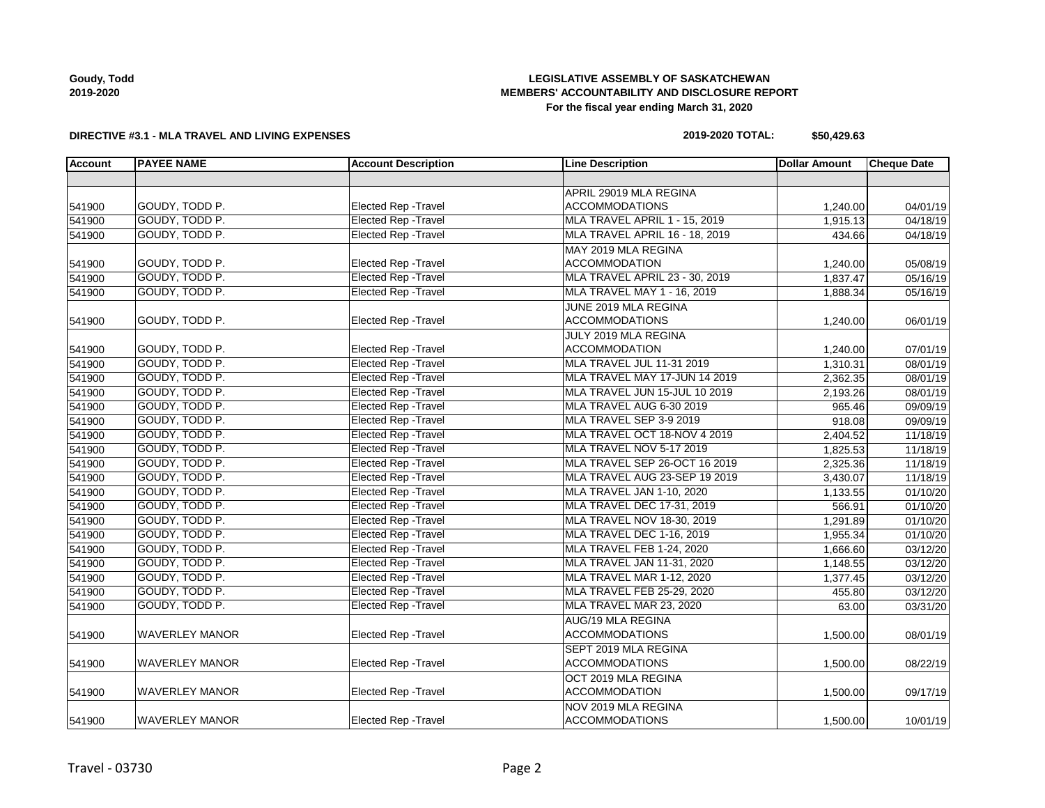**LEGISLATIVE ASSEMBLY OF SASKATCHEWAN**
**MEMBERS' ACCOUNTABILITY AND DISCLOSURE REPORT**
**For the fiscal year ending March 31, 2020**

Goudy, Todd
2019-2020

**DIRECTIVE #3.1 - MLA TRAVEL AND LIVING EXPENSES**

**2019-2020 TOTAL: $50,429.63**

| Account | PAYEE NAME | Account Description | Line Description | Dollar Amount | Cheque Date |
|---|---|---|---|---|---|
| | | | | | |
| 541900 | GOUDY, TODD P. | Elected Rep -Travel | APRIL 29019 MLA REGINA ACCOMMODATIONS | 1,240.00 | 04/01/19 |
| 541900 | GOUDY, TODD P. | Elected Rep -Travel | MLA TRAVEL APRIL 1 - 15, 2019 | 1,915.13 | 04/18/19 |
| 541900 | GOUDY, TODD P. | Elected Rep -Travel | MLA TRAVEL APRIL 16 - 18, 2019 | 434.66 | 04/18/19 |
| 541900 | GOUDY, TODD P. | Elected Rep -Travel | MAY 2019 MLA REGINA ACCOMMODATION | 1,240.00 | 05/08/19 |
| 541900 | GOUDY, TODD P. | Elected Rep -Travel | MLA TRAVEL APRIL 23 - 30, 2019 | 1,837.47 | 05/16/19 |
| 541900 | GOUDY, TODD P. | Elected Rep -Travel | MLA TRAVEL MAY 1 - 16, 2019 | 1,888.34 | 05/16/19 |
| 541900 | GOUDY, TODD P. | Elected Rep -Travel | JUNE 2019 MLA REGINA ACCOMMODATIONS | 1,240.00 | 06/01/19 |
| 541900 | GOUDY, TODD P. | Elected Rep -Travel | JULY 2019 MLA REGINA ACCOMMODATION | 1,240.00 | 07/01/19 |
| 541900 | GOUDY, TODD P. | Elected Rep -Travel | MLA TRAVEL JUL 11-31 2019 | 1,310.31 | 08/01/19 |
| 541900 | GOUDY, TODD P. | Elected Rep -Travel | MLA TRAVEL MAY 17-JUN 14 2019 | 2,362.35 | 08/01/19 |
| 541900 | GOUDY, TODD P. | Elected Rep -Travel | MLA TRAVEL JUN 15-JUL 10 2019 | 2,193.26 | 08/01/19 |
| 541900 | GOUDY, TODD P. | Elected Rep -Travel | MLA TRAVEL AUG 6-30 2019 | 965.46 | 09/09/19 |
| 541900 | GOUDY, TODD P. | Elected Rep -Travel | MLA TRAVEL SEP 3-9 2019 | 918.08 | 09/09/19 |
| 541900 | GOUDY, TODD P. | Elected Rep -Travel | MLA TRAVEL OCT 18-NOV 4 2019 | 2,404.52 | 11/18/19 |
| 541900 | GOUDY, TODD P. | Elected Rep -Travel | MLA TRAVEL NOV 5-17 2019 | 1,825.53 | 11/18/19 |
| 541900 | GOUDY, TODD P. | Elected Rep -Travel | MLA TRAVEL SEP 26-OCT 16 2019 | 2,325.36 | 11/18/19 |
| 541900 | GOUDY, TODD P. | Elected Rep -Travel | MLA TRAVEL AUG 23-SEP 19 2019 | 3,430.07 | 11/18/19 |
| 541900 | GOUDY, TODD P. | Elected Rep -Travel | MLA TRAVEL JAN 1-10, 2020 | 1,133.55 | 01/10/20 |
| 541900 | GOUDY, TODD P. | Elected Rep -Travel | MLA TRAVEL DEC 17-31, 2019 | 566.91 | 01/10/20 |
| 541900 | GOUDY, TODD P. | Elected Rep -Travel | MLA TRAVEL NOV 18-30, 2019 | 1,291.89 | 01/10/20 |
| 541900 | GOUDY, TODD P. | Elected Rep -Travel | MLA TRAVEL DEC 1-16, 2019 | 1,955.34 | 01/10/20 |
| 541900 | GOUDY, TODD P. | Elected Rep -Travel | MLA TRAVEL FEB 1-24, 2020 | 1,666.60 | 03/12/20 |
| 541900 | GOUDY, TODD P. | Elected Rep -Travel | MLA TRAVEL JAN 11-31, 2020 | 1,148.55 | 03/12/20 |
| 541900 | GOUDY, TODD P. | Elected Rep -Travel | MLA TRAVEL MAR 1-12, 2020 | 1,377.45 | 03/12/20 |
| 541900 | GOUDY, TODD P. | Elected Rep -Travel | MLA TRAVEL FEB 25-29, 2020 | 455.80 | 03/12/20 |
| 541900 | GOUDY, TODD P. | Elected Rep -Travel | MLA TRAVEL MAR 23, 2020 | 63.00 | 03/31/20 |
| 541900 | WAVERLEY MANOR | Elected Rep -Travel | AUG/19 MLA REGINA ACCOMMODATIONS | 1,500.00 | 08/01/19 |
| 541900 | WAVERLEY MANOR | Elected Rep -Travel | SEPT 2019 MLA REGINA ACCOMMODATIONS | 1,500.00 | 08/22/19 |
| 541900 | WAVERLEY MANOR | Elected Rep -Travel | OCT 2019 MLA REGINA ACCOMMODATION | 1,500.00 | 09/17/19 |
| 541900 | WAVERLEY MANOR | Elected Rep -Travel | NOV 2019 MLA REGINA ACCOMMODATIONS | 1,500.00 | 10/01/19 |

Travel - 03730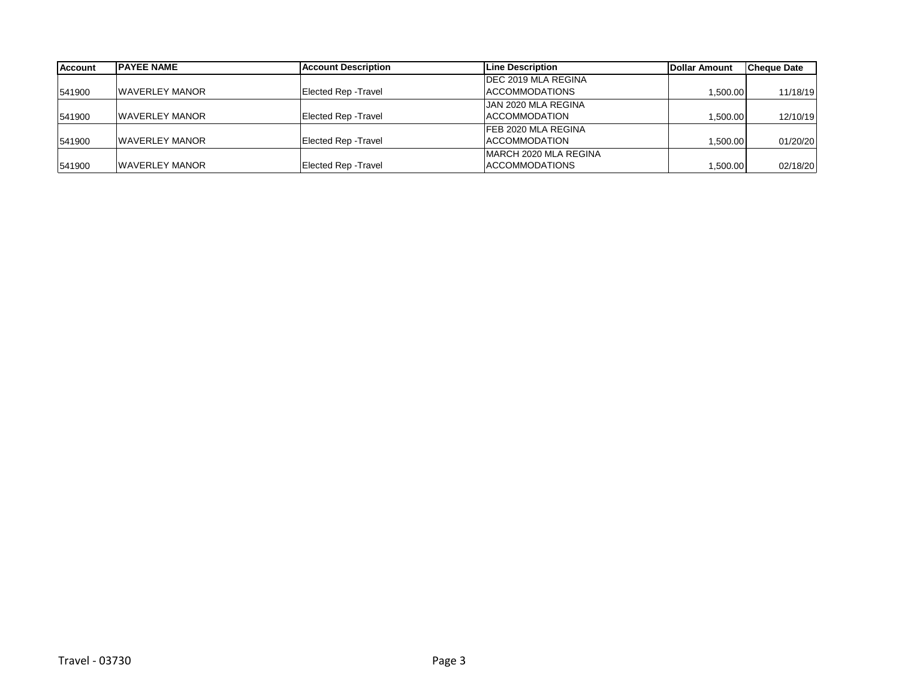| Account | PAYEE NAME | Account Description | Line Description | Dollar Amount | Cheque Date |
|---|---|---|---|---|---|
| 541900 | WAVERLEY MANOR | Elected Rep -Travel | DEC 2019 MLA REGINA ACCOMMODATIONS | 1,500.00 | 11/18/19 |
| 541900 | WAVERLEY MANOR | Elected Rep -Travel | JAN 2020 MLA REGINA ACCOMMODATION | 1,500.00 | 12/10/19 |
| 541900 | WAVERLEY MANOR | Elected Rep -Travel | FEB 2020 MLA REGINA ACCOMMODATION | 1,500.00 | 01/20/20 |
| 541900 | WAVERLEY MANOR | Elected Rep -Travel | MARCH 2020 MLA REGINA ACCOMMODATIONS | 1,500.00 | 02/18/20 |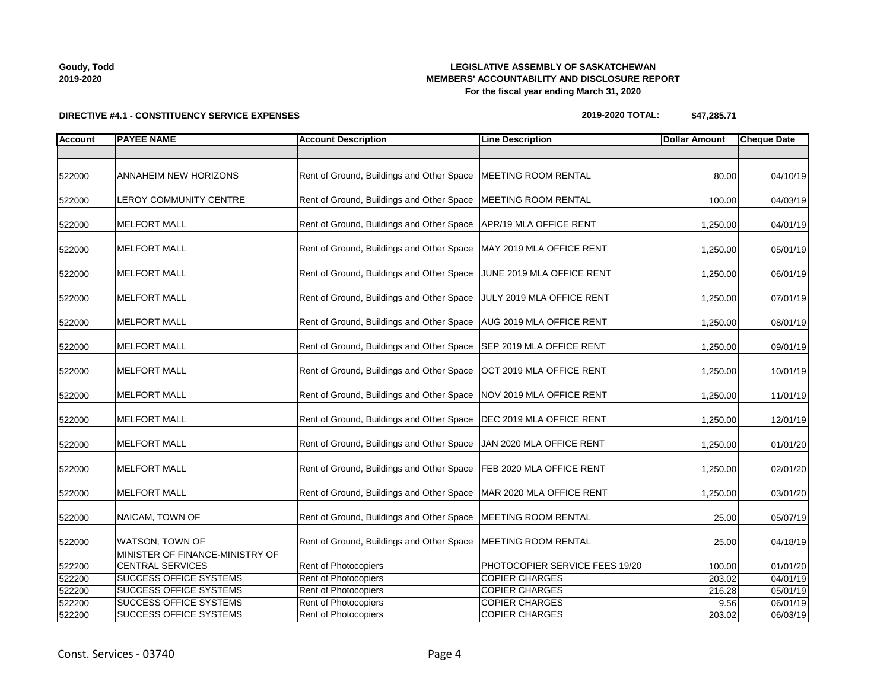**Goudy, Todd**
**2019-2020**

**LEGISLATIVE ASSEMBLY OF SASKATCHEWAN**
**MEMBERS' ACCOUNTABILITY AND DISCLOSURE REPORT**
**For the fiscal year ending March 31, 2020**

**DIRECTIVE #4.1 - CONSTITUENCY SERVICE EXPENSES**

**2019-2020 TOTAL: $47,285.71**

| Account | PAYEE NAME | Account Description | Line Description | Dollar Amount | Cheque Date |
|---|---|---|---|---|---|
| | | | | | |
| 522000 | ANNAHEIM NEW HORIZONS | Rent of Ground, Buildings and Other Space | MEETING ROOM RENTAL | 80.00 | 04/10/19 |
| 522000 | LEROY COMMUNITY CENTRE | Rent of Ground, Buildings and Other Space | MEETING ROOM RENTAL | 100.00 | 04/03/19 |
| 522000 | MELFORT MALL | Rent of Ground, Buildings and Other Space | APR/19 MLA OFFICE RENT | 1,250.00 | 04/01/19 |
| 522000 | MELFORT MALL | Rent of Ground, Buildings and Other Space | MAY 2019 MLA OFFICE RENT | 1,250.00 | 05/01/19 |
| 522000 | MELFORT MALL | Rent of Ground, Buildings and Other Space | JUNE 2019 MLA OFFICE RENT | 1,250.00 | 06/01/19 |
| 522000 | MELFORT MALL | Rent of Ground, Buildings and Other Space | JULY 2019 MLA OFFICE RENT | 1,250.00 | 07/01/19 |
| 522000 | MELFORT MALL | Rent of Ground, Buildings and Other Space | AUG 2019 MLA OFFICE RENT | 1,250.00 | 08/01/19 |
| 522000 | MELFORT MALL | Rent of Ground, Buildings and Other Space | SEP 2019 MLA OFFICE RENT | 1,250.00 | 09/01/19 |
| 522000 | MELFORT MALL | Rent of Ground, Buildings and Other Space | OCT 2019 MLA OFFICE RENT | 1,250.00 | 10/01/19 |
| 522000 | MELFORT MALL | Rent of Ground, Buildings and Other Space | NOV 2019 MLA OFFICE RENT | 1,250.00 | 11/01/19 |
| 522000 | MELFORT MALL | Rent of Ground, Buildings and Other Space | DEC 2019 MLA OFFICE RENT | 1,250.00 | 12/01/19 |
| 522000 | MELFORT MALL | Rent of Ground, Buildings and Other Space | JAN 2020 MLA OFFICE RENT | 1,250.00 | 01/01/20 |
| 522000 | MELFORT MALL | Rent of Ground, Buildings and Other Space | FEB 2020 MLA OFFICE RENT | 1,250.00 | 02/01/20 |
| 522000 | MELFORT MALL | Rent of Ground, Buildings and Other Space | MAR 2020 MLA OFFICE RENT | 1,250.00 | 03/01/20 |
| 522000 | NAICAM, TOWN OF | Rent of Ground, Buildings and Other Space | MEETING ROOM RENTAL | 25.00 | 05/07/19 |
| 522000 | WATSON, TOWN OF | Rent of Ground, Buildings and Other Space | MEETING ROOM RENTAL | 25.00 | 04/18/19 |
| 522200 | MINISTER OF FINANCE-MINISTRY OF CENTRAL SERVICES | Rent of Photocopiers | PHOTOCOPIER SERVICE FEES 19/20 | 100.00 | 01/01/20 |
| 522200 | SUCCESS OFFICE SYSTEMS | Rent of Photocopiers | COPIER CHARGES | 203.02 | 04/01/19 |
| 522200 | SUCCESS OFFICE SYSTEMS | Rent of Photocopiers | COPIER CHARGES | 216.28 | 05/01/19 |
| 522200 | SUCCESS OFFICE SYSTEMS | Rent of Photocopiers | COPIER CHARGES | 9.56 | 06/01/19 |
| 522200 | SUCCESS OFFICE SYSTEMS | Rent of Photocopiers | COPIER CHARGES | 203.02 | 06/03/19 |

Const. Services - 03740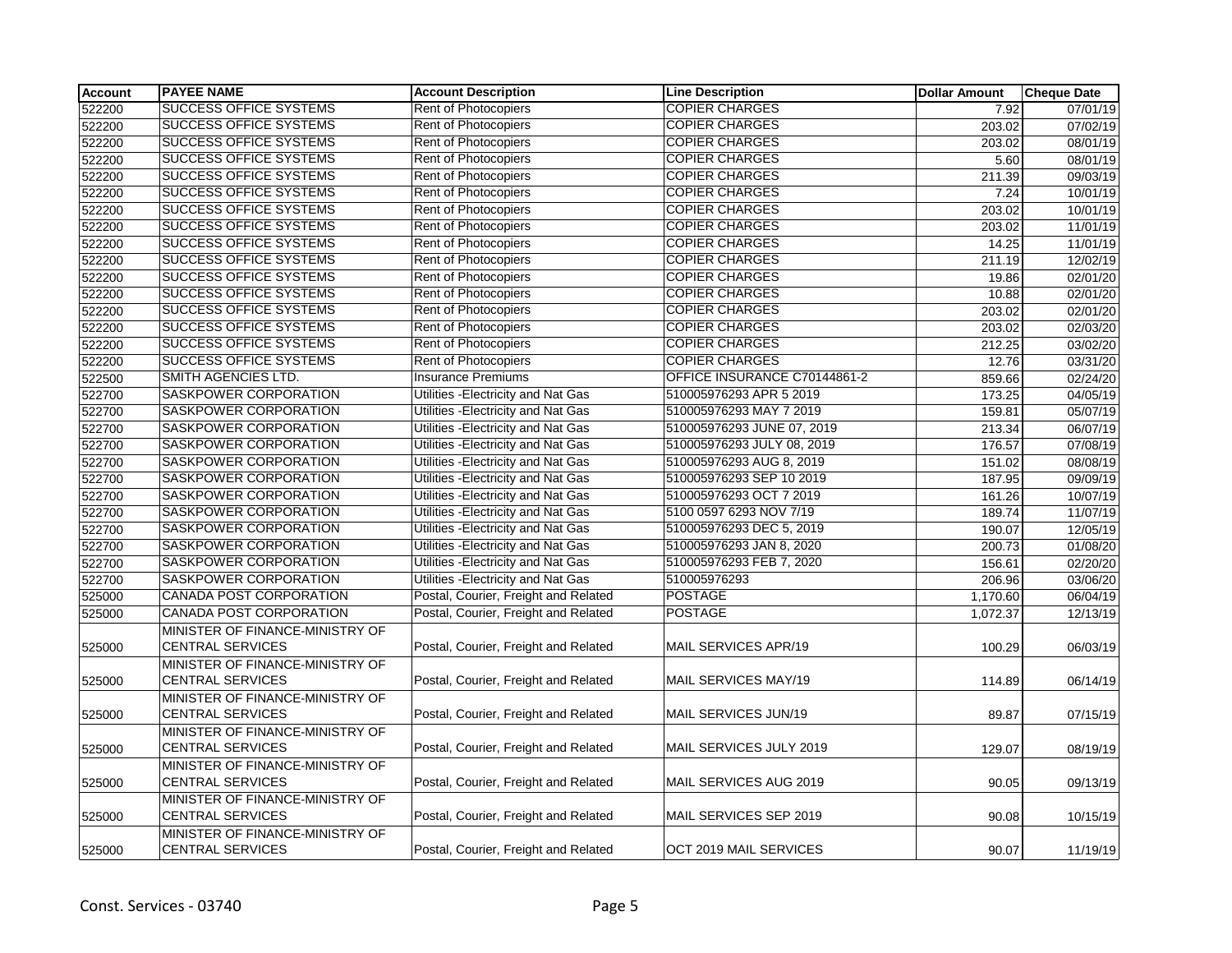| Account | PAYEE NAME | Account Description | Line Description | Dollar Amount | Cheque Date |
|---|---|---|---|---|---|
| 522200 | SUCCESS OFFICE SYSTEMS | Rent of Photocopiers | COPIER CHARGES | 7.92 | 07/01/19 |
| 522200 | SUCCESS OFFICE SYSTEMS | Rent of Photocopiers | COPIER CHARGES | 203.02 | 07/02/19 |
| 522200 | SUCCESS OFFICE SYSTEMS | Rent of Photocopiers | COPIER CHARGES | 203.02 | 08/01/19 |
| 522200 | SUCCESS OFFICE SYSTEMS | Rent of Photocopiers | COPIER CHARGES | 5.60 | 08/01/19 |
| 522200 | SUCCESS OFFICE SYSTEMS | Rent of Photocopiers | COPIER CHARGES | 211.39 | 09/03/19 |
| 522200 | SUCCESS OFFICE SYSTEMS | Rent of Photocopiers | COPIER CHARGES | 7.24 | 10/01/19 |
| 522200 | SUCCESS OFFICE SYSTEMS | Rent of Photocopiers | COPIER CHARGES | 203.02 | 10/01/19 |
| 522200 | SUCCESS OFFICE SYSTEMS | Rent of Photocopiers | COPIER CHARGES | 203.02 | 11/01/19 |
| 522200 | SUCCESS OFFICE SYSTEMS | Rent of Photocopiers | COPIER CHARGES | 14.25 | 11/01/19 |
| 522200 | SUCCESS OFFICE SYSTEMS | Rent of Photocopiers | COPIER CHARGES | 211.19 | 12/02/19 |
| 522200 | SUCCESS OFFICE SYSTEMS | Rent of Photocopiers | COPIER CHARGES | 19.86 | 02/01/20 |
| 522200 | SUCCESS OFFICE SYSTEMS | Rent of Photocopiers | COPIER CHARGES | 10.88 | 02/01/20 |
| 522200 | SUCCESS OFFICE SYSTEMS | Rent of Photocopiers | COPIER CHARGES | 203.02 | 02/01/20 |
| 522200 | SUCCESS OFFICE SYSTEMS | Rent of Photocopiers | COPIER CHARGES | 203.02 | 02/03/20 |
| 522200 | SUCCESS OFFICE SYSTEMS | Rent of Photocopiers | COPIER CHARGES | 212.25 | 03/02/20 |
| 522200 | SUCCESS OFFICE SYSTEMS | Rent of Photocopiers | COPIER CHARGES | 12.76 | 03/31/20 |
| 522500 | SMITH AGENCIES LTD. | Insurance Premiums | OFFICE INSURANCE C70144861-2 | 859.66 | 02/24/20 |
| 522700 | SASKPOWER CORPORATION | Utilities -Electricity and Nat Gas | 510005976293 APR 5 2019 | 173.25 | 04/05/19 |
| 522700 | SASKPOWER CORPORATION | Utilities -Electricity and Nat Gas | 510005976293 MAY 7 2019 | 159.81 | 05/07/19 |
| 522700 | SASKPOWER CORPORATION | Utilities -Electricity and Nat Gas | 510005976293 JUNE 07, 2019 | 213.34 | 06/07/19 |
| 522700 | SASKPOWER CORPORATION | Utilities -Electricity and Nat Gas | 510005976293 JULY 08, 2019 | 176.57 | 07/08/19 |
| 522700 | SASKPOWER CORPORATION | Utilities -Electricity and Nat Gas | 510005976293 AUG 8, 2019 | 151.02 | 08/08/19 |
| 522700 | SASKPOWER CORPORATION | Utilities -Electricity and Nat Gas | 510005976293 SEP 10 2019 | 187.95 | 09/09/19 |
| 522700 | SASKPOWER CORPORATION | Utilities -Electricity and Nat Gas | 510005976293 OCT 7 2019 | 161.26 | 10/07/19 |
| 522700 | SASKPOWER CORPORATION | Utilities -Electricity and Nat Gas | 5100 0597 6293 NOV 7/19 | 189.74 | 11/07/19 |
| 522700 | SASKPOWER CORPORATION | Utilities -Electricity and Nat Gas | 510005976293 DEC 5, 2019 | 190.07 | 12/05/19 |
| 522700 | SASKPOWER CORPORATION | Utilities -Electricity and Nat Gas | 510005976293 JAN 8, 2020 | 200.73 | 01/08/20 |
| 522700 | SASKPOWER CORPORATION | Utilities -Electricity and Nat Gas | 510005976293 FEB 7, 2020 | 156.61 | 02/20/20 |
| 522700 | SASKPOWER CORPORATION | Utilities -Electricity and Nat Gas | 510005976293 | 206.96 | 03/06/20 |
| 525000 | CANADA POST CORPORATION | Postal, Courier, Freight and Related | POSTAGE | 1,170.60 | 06/04/19 |
| 525000 | CANADA POST CORPORATION | Postal, Courier, Freight and Related | POSTAGE | 1,072.37 | 12/13/19 |
| 525000 | MINISTER OF FINANCE-MINISTRY OF CENTRAL SERVICES | Postal, Courier, Freight and Related | MAIL SERVICES APR/19 | 100.29 | 06/03/19 |
| 525000 | MINISTER OF FINANCE-MINISTRY OF CENTRAL SERVICES | Postal, Courier, Freight and Related | MAIL SERVICES MAY/19 | 114.89 | 06/14/19 |
| 525000 | MINISTER OF FINANCE-MINISTRY OF CENTRAL SERVICES | Postal, Courier, Freight and Related | MAIL SERVICES JUN/19 | 89.87 | 07/15/19 |
| 525000 | MINISTER OF FINANCE-MINISTRY OF CENTRAL SERVICES | Postal, Courier, Freight and Related | MAIL SERVICES JULY 2019 | 129.07 | 08/19/19 |
| 525000 | MINISTER OF FINANCE-MINISTRY OF CENTRAL SERVICES | Postal, Courier, Freight and Related | MAIL SERVICES AUG 2019 | 90.05 | 09/13/19 |
| 525000 | MINISTER OF FINANCE-MINISTRY OF CENTRAL SERVICES | Postal, Courier, Freight and Related | MAIL SERVICES SEP 2019 | 90.08 | 10/15/19 |
| 525000 | MINISTER OF FINANCE-MINISTRY OF CENTRAL SERVICES | Postal, Courier, Freight and Related | OCT 2019 MAIL SERVICES | 90.07 | 11/19/19 |

Const. Services - 03740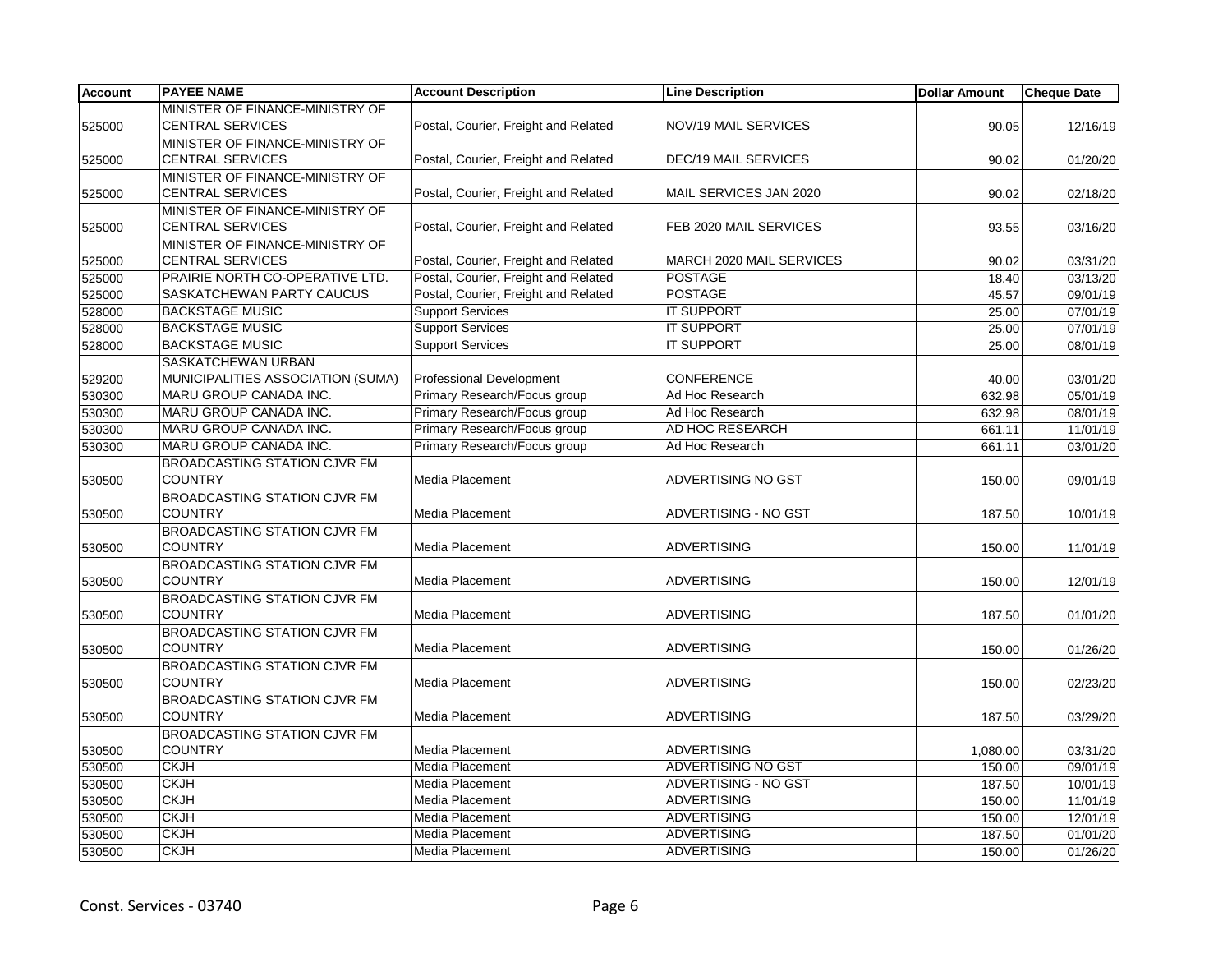| Account | PAYEE NAME | Account Description | Line Description | Dollar Amount | Cheque Date |
| --- | --- | --- | --- | --- | --- |
| 525000 | MINISTER OF FINANCE-MINISTRY OF CENTRAL SERVICES | Postal, Courier, Freight and Related | NOV/19 MAIL SERVICES | 90.05 | 12/16/19 |
| 525000 | MINISTER OF FINANCE-MINISTRY OF CENTRAL SERVICES | Postal, Courier, Freight and Related | DEC/19 MAIL SERVICES | 90.02 | 01/20/20 |
| 525000 | MINISTER OF FINANCE-MINISTRY OF CENTRAL SERVICES | Postal, Courier, Freight and Related | MAIL SERVICES JAN 2020 | 90.02 | 02/18/20 |
| 525000 | MINISTER OF FINANCE-MINISTRY OF CENTRAL SERVICES | Postal, Courier, Freight and Related | FEB 2020 MAIL SERVICES | 93.55 | 03/16/20 |
| 525000 | MINISTER OF FINANCE-MINISTRY OF CENTRAL SERVICES | Postal, Courier, Freight and Related | MARCH 2020 MAIL SERVICES | 90.02 | 03/31/20 |
| 525000 | PRAIRIE NORTH CO-OPERATIVE LTD. | Postal, Courier, Freight and Related | POSTAGE | 18.40 | 03/13/20 |
| 525000 | SASKATCHEWAN PARTY CAUCUS | Postal, Courier, Freight and Related | POSTAGE | 45.57 | 09/01/19 |
| 528000 | BACKSTAGE MUSIC | Support Services | IT SUPPORT | 25.00 | 07/01/19 |
| 528000 | BACKSTAGE MUSIC | Support Services | IT SUPPORT | 25.00 | 07/01/19 |
| 528000 | BACKSTAGE MUSIC | Support Services | IT SUPPORT | 25.00 | 08/01/19 |
| 529200 | SASKATCHEWAN URBAN MUNICIPALITIES ASSOCIATION (SUMA) | Professional Development | CONFERENCE | 40.00 | 03/01/20 |
| 530300 | MARU GROUP CANADA INC. | Primary Research/Focus group | Ad Hoc Research | 632.98 | 05/01/19 |
| 530300 | MARU GROUP CANADA INC. | Primary Research/Focus group | Ad Hoc Research | 632.98 | 08/01/19 |
| 530300 | MARU GROUP CANADA INC. | Primary Research/Focus group | AD HOC RESEARCH | 661.11 | 11/01/19 |
| 530300 | MARU GROUP CANADA INC. | Primary Research/Focus group | Ad Hoc Research | 661.11 | 03/01/20 |
| 530500 | BROADCASTING STATION CJVR FM COUNTRY | Media Placement | ADVERTISING NO GST | 150.00 | 09/01/19 |
| 530500 | BROADCASTING STATION CJVR FM COUNTRY | Media Placement | ADVERTISING - NO GST | 187.50 | 10/01/19 |
| 530500 | BROADCASTING STATION CJVR FM COUNTRY | Media Placement | ADVERTISING | 150.00 | 11/01/19 |
| 530500 | BROADCASTING STATION CJVR FM COUNTRY | Media Placement | ADVERTISING | 150.00 | 12/01/19 |
| 530500 | BROADCASTING STATION CJVR FM COUNTRY | Media Placement | ADVERTISING | 187.50 | 01/01/20 |
| 530500 | BROADCASTING STATION CJVR FM COUNTRY | Media Placement | ADVERTISING | 150.00 | 01/26/20 |
| 530500 | BROADCASTING STATION CJVR FM COUNTRY | Media Placement | ADVERTISING | 150.00 | 02/23/20 |
| 530500 | BROADCASTING STATION CJVR FM COUNTRY | Media Placement | ADVERTISING | 187.50 | 03/29/20 |
| 530500 | BROADCASTING STATION CJVR FM COUNTRY | Media Placement | ADVERTISING | 1,080.00 | 03/31/20 |
| 530500 | CKJH | Media Placement | ADVERTISING NO GST | 150.00 | 09/01/19 |
| 530500 | CKJH | Media Placement | ADVERTISING - NO GST | 187.50 | 10/01/19 |
| 530500 | CKJH | Media Placement | ADVERTISING | 150.00 | 11/01/19 |
| 530500 | CKJH | Media Placement | ADVERTISING | 150.00 | 12/01/19 |
| 530500 | CKJH | Media Placement | ADVERTISING | 187.50 | 01/01/20 |
| 530500 | CKJH | Media Placement | ADVERTISING | 150.00 | 01/26/20 |

Const. Services - 03740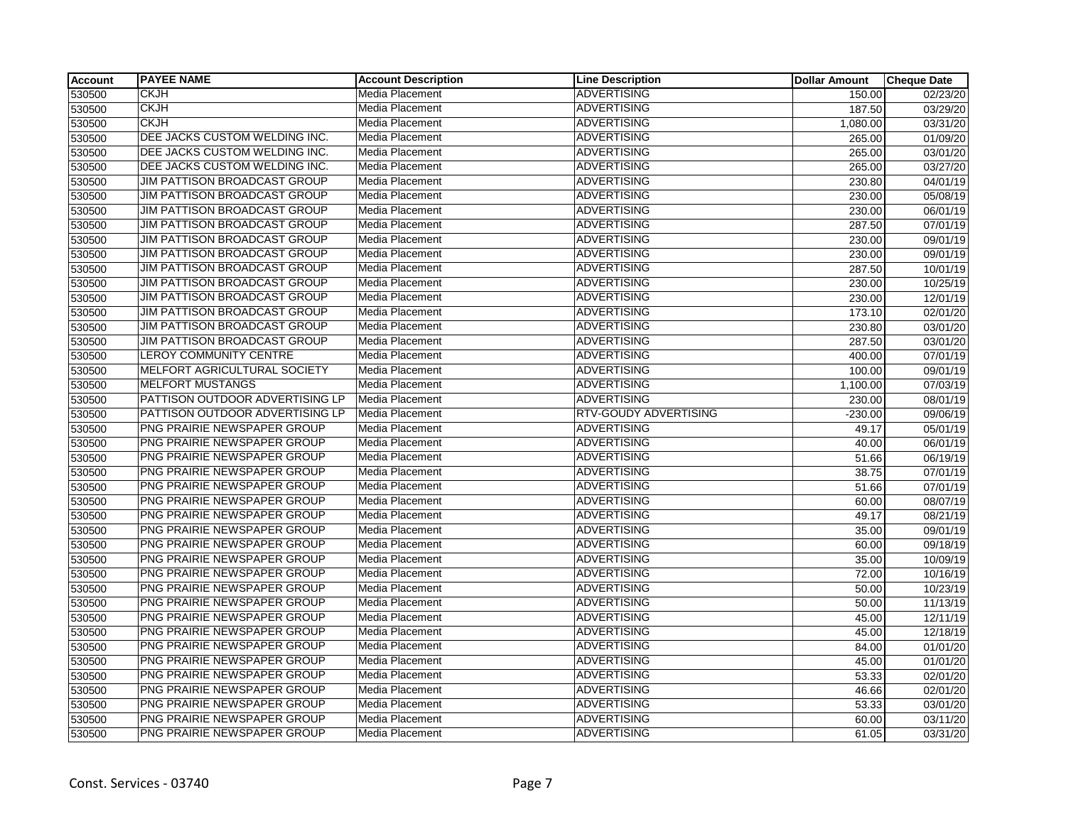| Account | PAYEE NAME | Account Description | Line Description | Dollar Amount | Cheque Date |
|---|---|---|---|---|---|
| 530500 | CKJH | Media Placement | ADVERTISING | 150.00 | 02/23/20 |
| 530500 | CKJH | Media Placement | ADVERTISING | 187.50 | 03/29/20 |
| 530500 | CKJH | Media Placement | ADVERTISING | 1,080.00 | 03/31/20 |
| 530500 | DEE JACKS CUSTOM WELDING INC. | Media Placement | ADVERTISING | 265.00 | 01/09/20 |
| 530500 | DEE JACKS CUSTOM WELDING INC. | Media Placement | ADVERTISING | 265.00 | 03/01/20 |
| 530500 | DEE JACKS CUSTOM WELDING INC. | Media Placement | ADVERTISING | 265.00 | 03/27/20 |
| 530500 | JIM PATTISON BROADCAST GROUP | Media Placement | ADVERTISING | 230.80 | 04/01/19 |
| 530500 | JIM PATTISON BROADCAST GROUP | Media Placement | ADVERTISING | 230.00 | 05/08/19 |
| 530500 | JIM PATTISON BROADCAST GROUP | Media Placement | ADVERTISING | 230.00 | 06/01/19 |
| 530500 | JIM PATTISON BROADCAST GROUP | Media Placement | ADVERTISING | 287.50 | 07/01/19 |
| 530500 | JIM PATTISON BROADCAST GROUP | Media Placement | ADVERTISING | 230.00 | 09/01/19 |
| 530500 | JIM PATTISON BROADCAST GROUP | Media Placement | ADVERTISING | 230.00 | 09/01/19 |
| 530500 | JIM PATTISON BROADCAST GROUP | Media Placement | ADVERTISING | 287.50 | 10/01/19 |
| 530500 | JIM PATTISON BROADCAST GROUP | Media Placement | ADVERTISING | 230.00 | 10/25/19 |
| 530500 | JIM PATTISON BROADCAST GROUP | Media Placement | ADVERTISING | 230.00 | 12/01/19 |
| 530500 | JIM PATTISON BROADCAST GROUP | Media Placement | ADVERTISING | 173.10 | 02/01/20 |
| 530500 | JIM PATTISON BROADCAST GROUP | Media Placement | ADVERTISING | 230.80 | 03/01/20 |
| 530500 | JIM PATTISON BROADCAST GROUP | Media Placement | ADVERTISING | 287.50 | 03/01/20 |
| 530500 | LEROY COMMUNITY CENTRE | Media Placement | ADVERTISING | 400.00 | 07/01/19 |
| 530500 | MELFORT AGRICULTURAL SOCIETY | Media Placement | ADVERTISING | 100.00 | 09/01/19 |
| 530500 | MELFORT MUSTANGS | Media Placement | ADVERTISING | 1,100.00 | 07/03/19 |
| 530500 | PATTISON OUTDOOR ADVERTISING LP | Media Placement | ADVERTISING | 230.00 | 08/01/19 |
| 530500 | PATTISON OUTDOOR ADVERTISING LP | Media Placement | RTV-GOUDY ADVERTISING | -230.00 | 09/06/19 |
| 530500 | PNG PRAIRIE NEWSPAPER GROUP | Media Placement | ADVERTISING | 49.17 | 05/01/19 |
| 530500 | PNG PRAIRIE NEWSPAPER GROUP | Media Placement | ADVERTISING | 40.00 | 06/01/19 |
| 530500 | PNG PRAIRIE NEWSPAPER GROUP | Media Placement | ADVERTISING | 51.66 | 06/19/19 |
| 530500 | PNG PRAIRIE NEWSPAPER GROUP | Media Placement | ADVERTISING | 38.75 | 07/01/19 |
| 530500 | PNG PRAIRIE NEWSPAPER GROUP | Media Placement | ADVERTISING | 51.66 | 07/01/19 |
| 530500 | PNG PRAIRIE NEWSPAPER GROUP | Media Placement | ADVERTISING | 60.00 | 08/07/19 |
| 530500 | PNG PRAIRIE NEWSPAPER GROUP | Media Placement | ADVERTISING | 49.17 | 08/21/19 |
| 530500 | PNG PRAIRIE NEWSPAPER GROUP | Media Placement | ADVERTISING | 35.00 | 09/01/19 |
| 530500 | PNG PRAIRIE NEWSPAPER GROUP | Media Placement | ADVERTISING | 60.00 | 09/18/19 |
| 530500 | PNG PRAIRIE NEWSPAPER GROUP | Media Placement | ADVERTISING | 35.00 | 10/09/19 |
| 530500 | PNG PRAIRIE NEWSPAPER GROUP | Media Placement | ADVERTISING | 72.00 | 10/16/19 |
| 530500 | PNG PRAIRIE NEWSPAPER GROUP | Media Placement | ADVERTISING | 50.00 | 10/23/19 |
| 530500 | PNG PRAIRIE NEWSPAPER GROUP | Media Placement | ADVERTISING | 50.00 | 11/13/19 |
| 530500 | PNG PRAIRIE NEWSPAPER GROUP | Media Placement | ADVERTISING | 45.00 | 12/11/19 |
| 530500 | PNG PRAIRIE NEWSPAPER GROUP | Media Placement | ADVERTISING | 45.00 | 12/18/19 |
| 530500 | PNG PRAIRIE NEWSPAPER GROUP | Media Placement | ADVERTISING | 84.00 | 01/01/20 |
| 530500 | PNG PRAIRIE NEWSPAPER GROUP | Media Placement | ADVERTISING | 45.00 | 01/01/20 |
| 530500 | PNG PRAIRIE NEWSPAPER GROUP | Media Placement | ADVERTISING | 53.33 | 02/01/20 |
| 530500 | PNG PRAIRIE NEWSPAPER GROUP | Media Placement | ADVERTISING | 46.66 | 02/01/20 |
| 530500 | PNG PRAIRIE NEWSPAPER GROUP | Media Placement | ADVERTISING | 53.33 | 03/01/20 |
| 530500 | PNG PRAIRIE NEWSPAPER GROUP | Media Placement | ADVERTISING | 60.00 | 03/11/20 |
| 530500 | PNG PRAIRIE NEWSPAPER GROUP | Media Placement | ADVERTISING | 61.05 | 03/31/20 |

Const. Services - 03740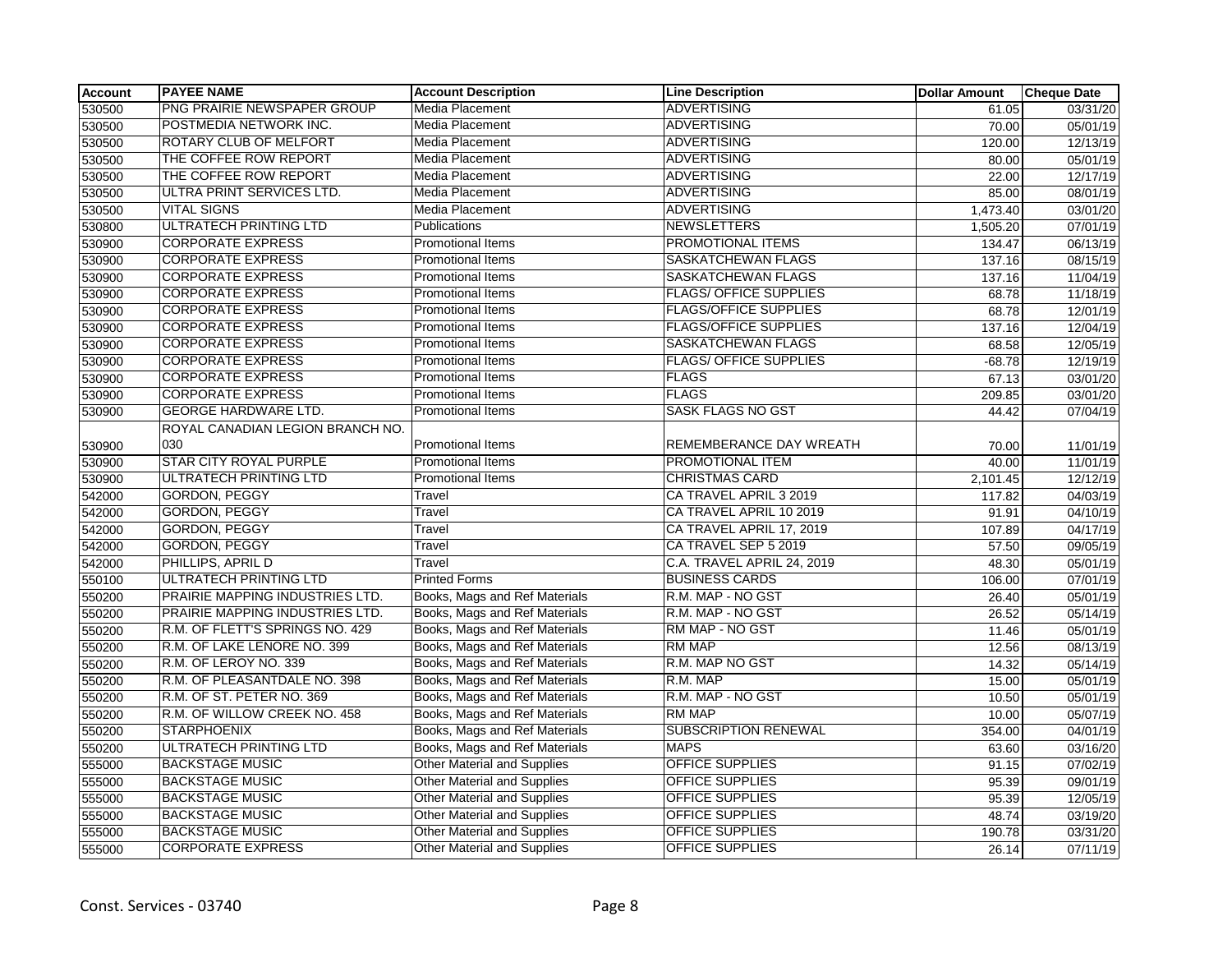| Account | PAYEE NAME | Account Description | Line Description | Dollar Amount | Cheque Date |
|---|---|---|---|---|---|
| 530500 | PNG PRAIRIE NEWSPAPER GROUP | Media Placement | ADVERTISING | 61.05 | 03/31/20 |
| 530500 | POSTMEDIA NETWORK INC. | Media Placement | ADVERTISING | 70.00 | 05/01/19 |
| 530500 | ROTARY CLUB OF MELFORT | Media Placement | ADVERTISING | 120.00 | 12/13/19 |
| 530500 | THE COFFEE ROW REPORT | Media Placement | ADVERTISING | 80.00 | 05/01/19 |
| 530500 | THE COFFEE ROW REPORT | Media Placement | ADVERTISING | 22.00 | 12/17/19 |
| 530500 | ULTRA PRINT SERVICES LTD. | Media Placement | ADVERTISING | 85.00 | 08/01/19 |
| 530500 | VITAL SIGNS | Media Placement | ADVERTISING | 1,473.40 | 03/01/20 |
| 530800 | ULTRATECH PRINTING LTD | Publications | NEWSLETTERS | 1,505.20 | 07/01/19 |
| 530900 | CORPORATE EXPRESS | Promotional Items | PROMOTIONAL ITEMS | 134.47 | 06/13/19 |
| 530900 | CORPORATE EXPRESS | Promotional Items | SASKATCHEWAN FLAGS | 137.16 | 08/15/19 |
| 530900 | CORPORATE EXPRESS | Promotional Items | SASKATCHEWAN FLAGS | 137.16 | 11/04/19 |
| 530900 | CORPORATE EXPRESS | Promotional Items | FLAGS/ OFFICE SUPPLIES | 68.78 | 11/18/19 |
| 530900 | CORPORATE EXPRESS | Promotional Items | FLAGS/OFFICE SUPPLIES | 68.78 | 12/01/19 |
| 530900 | CORPORATE EXPRESS | Promotional Items | FLAGS/OFFICE SUPPLIES | 137.16 | 12/04/19 |
| 530900 | CORPORATE EXPRESS | Promotional Items | SASKATCHEWAN FLAGS | 68.58 | 12/05/19 |
| 530900 | CORPORATE EXPRESS | Promotional Items | FLAGS/ OFFICE SUPPLIES | -68.78 | 12/19/19 |
| 530900 | CORPORATE EXPRESS | Promotional Items | FLAGS | 67.13 | 03/01/20 |
| 530900 | CORPORATE EXPRESS | Promotional Items | FLAGS | 209.85 | 03/01/20 |
| 530900 | GEORGE HARDWARE LTD. | Promotional Items | SASK FLAGS NO GST | 44.42 | 07/04/19 |
| 530900 | ROYAL CANADIAN LEGION BRANCH NO. 030 | Promotional Items | REMEMBERANCE DAY WREATH | 70.00 | 11/01/19 |
| 530900 | STAR CITY ROYAL PURPLE | Promotional Items | PROMOTIONAL ITEM | 40.00 | 11/01/19 |
| 530900 | ULTRATECH PRINTING LTD | Promotional Items | CHRISTMAS CARD | 2,101.45 | 12/12/19 |
| 542000 | GORDON, PEGGY | Travel | CA TRAVEL APRIL 3 2019 | 117.82 | 04/03/19 |
| 542000 | GORDON, PEGGY | Travel | CA TRAVEL APRIL 10 2019 | 91.91 | 04/10/19 |
| 542000 | GORDON, PEGGY | Travel | CA TRAVEL APRIL 17, 2019 | 107.89 | 04/17/19 |
| 542000 | GORDON, PEGGY | Travel | CA TRAVEL SEP 5 2019 | 57.50 | 09/05/19 |
| 542000 | PHILLIPS, APRIL D | Travel | C.A. TRAVEL APRIL 24, 2019 | 48.30 | 05/01/19 |
| 550100 | ULTRATECH PRINTING LTD | Printed Forms | BUSINESS CARDS | 106.00 | 07/01/19 |
| 550200 | PRAIRIE MAPPING INDUSTRIES LTD. | Books, Mags and Ref Materials | R.M. MAP - NO GST | 26.40 | 05/01/19 |
| 550200 | PRAIRIE MAPPING INDUSTRIES LTD. | Books, Mags and Ref Materials | R.M. MAP - NO GST | 26.52 | 05/14/19 |
| 550200 | R.M. OF FLETT'S SPRINGS NO. 429 | Books, Mags and Ref Materials | RM MAP - NO GST | 11.46 | 05/01/19 |
| 550200 | R.M. OF LAKE LENORE NO. 399 | Books, Mags and Ref Materials | RM MAP | 12.56 | 08/13/19 |
| 550200 | R.M. OF LEROY NO. 339 | Books, Mags and Ref Materials | R.M. MAP NO GST | 14.32 | 05/14/19 |
| 550200 | R.M. OF PLEASANTDALE NO. 398 | Books, Mags and Ref Materials | R.M. MAP | 15.00 | 05/01/19 |
| 550200 | R.M. OF ST. PETER NO. 369 | Books, Mags and Ref Materials | R.M. MAP - NO GST | 10.50 | 05/01/19 |
| 550200 | R.M. OF WILLOW CREEK NO. 458 | Books, Mags and Ref Materials | RM MAP | 10.00 | 05/07/19 |
| 550200 | STARPHOENIX | Books, Mags and Ref Materials | SUBSCRIPTION RENEWAL | 354.00 | 04/01/19 |
| 550200 | ULTRATECH PRINTING LTD | Books, Mags and Ref Materials | MAPS | 63.60 | 03/16/20 |
| 555000 | BACKSTAGE MUSIC | Other Material and Supplies | OFFICE SUPPLIES | 91.15 | 07/02/19 |
| 555000 | BACKSTAGE MUSIC | Other Material and Supplies | OFFICE SUPPLIES | 95.39 | 09/01/19 |
| 555000 | BACKSTAGE MUSIC | Other Material and Supplies | OFFICE SUPPLIES | 95.39 | 12/05/19 |
| 555000 | BACKSTAGE MUSIC | Other Material and Supplies | OFFICE SUPPLIES | 48.74 | 03/19/20 |
| 555000 | BACKSTAGE MUSIC | Other Material and Supplies | OFFICE SUPPLIES | 190.78 | 03/31/20 |
| 555000 | CORPORATE EXPRESS | Other Material and Supplies | OFFICE SUPPLIES | 26.14 | 07/11/19 |

Const. Services - 03740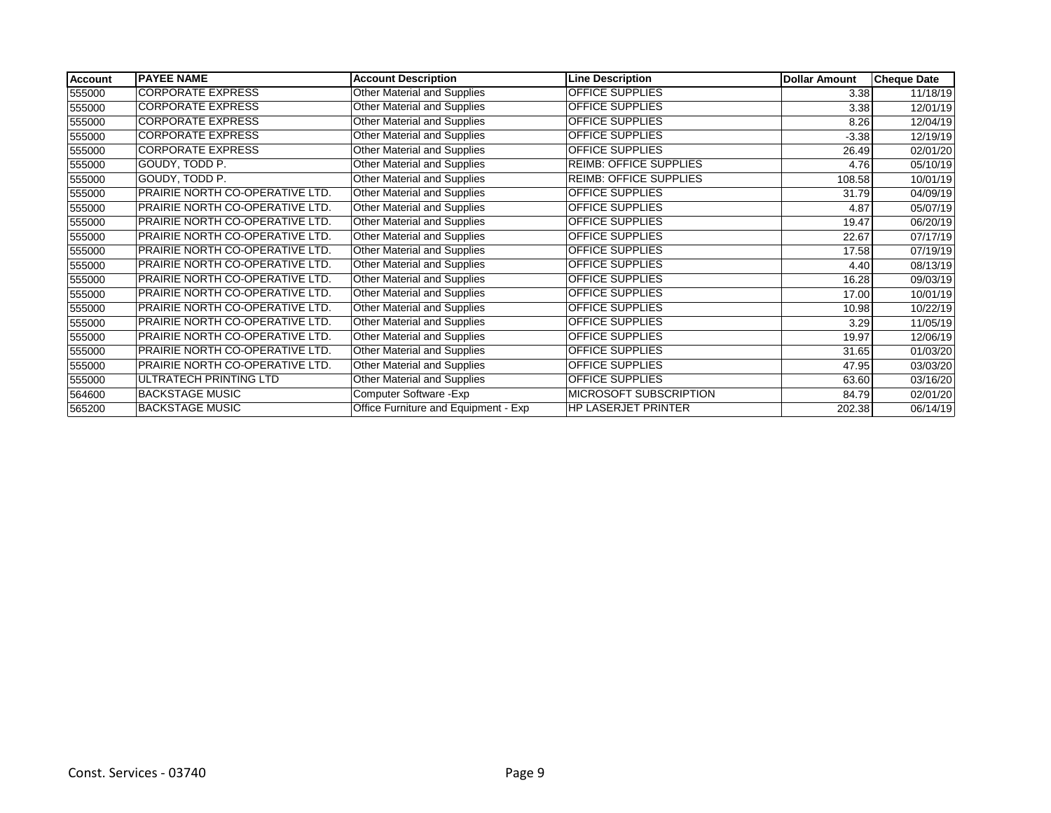| Account | PAYEE NAME | Account Description | Line Description | Dollar Amount | Cheque Date |
|---|---|---|---|---|---|
| 555000 | CORPORATE EXPRESS | Other Material and Supplies | OFFICE SUPPLIES | 3.38 | 11/18/19 |
| 555000 | CORPORATE EXPRESS | Other Material and Supplies | OFFICE SUPPLIES | 3.38 | 12/01/19 |
| 555000 | CORPORATE EXPRESS | Other Material and Supplies | OFFICE SUPPLIES | 8.26 | 12/04/19 |
| 555000 | CORPORATE EXPRESS | Other Material and Supplies | OFFICE SUPPLIES | -3.38 | 12/19/19 |
| 555000 | CORPORATE EXPRESS | Other Material and Supplies | OFFICE SUPPLIES | 26.49 | 02/01/20 |
| 555000 | GOUDY, TODD P. | Other Material and Supplies | REIMB: OFFICE SUPPLIES | 4.76 | 05/10/19 |
| 555000 | GOUDY, TODD P. | Other Material and Supplies | REIMB: OFFICE SUPPLIES | 108.58 | 10/01/19 |
| 555000 | PRAIRIE NORTH CO-OPERATIVE LTD. | Other Material and Supplies | OFFICE SUPPLIES | 31.79 | 04/09/19 |
| 555000 | PRAIRIE NORTH CO-OPERATIVE LTD. | Other Material and Supplies | OFFICE SUPPLIES | 4.87 | 05/07/19 |
| 555000 | PRAIRIE NORTH CO-OPERATIVE LTD. | Other Material and Supplies | OFFICE SUPPLIES | 19.47 | 06/20/19 |
| 555000 | PRAIRIE NORTH CO-OPERATIVE LTD. | Other Material and Supplies | OFFICE SUPPLIES | 22.67 | 07/17/19 |
| 555000 | PRAIRIE NORTH CO-OPERATIVE LTD. | Other Material and Supplies | OFFICE SUPPLIES | 17.58 | 07/19/19 |
| 555000 | PRAIRIE NORTH CO-OPERATIVE LTD. | Other Material and Supplies | OFFICE SUPPLIES | 4.40 | 08/13/19 |
| 555000 | PRAIRIE NORTH CO-OPERATIVE LTD. | Other Material and Supplies | OFFICE SUPPLIES | 16.28 | 09/03/19 |
| 555000 | PRAIRIE NORTH CO-OPERATIVE LTD. | Other Material and Supplies | OFFICE SUPPLIES | 17.00 | 10/01/19 |
| 555000 | PRAIRIE NORTH CO-OPERATIVE LTD. | Other Material and Supplies | OFFICE SUPPLIES | 10.98 | 10/22/19 |
| 555000 | PRAIRIE NORTH CO-OPERATIVE LTD. | Other Material and Supplies | OFFICE SUPPLIES | 3.29 | 11/05/19 |
| 555000 | PRAIRIE NORTH CO-OPERATIVE LTD. | Other Material and Supplies | OFFICE SUPPLIES | 19.97 | 12/06/19 |
| 555000 | PRAIRIE NORTH CO-OPERATIVE LTD. | Other Material and Supplies | OFFICE SUPPLIES | 31.65 | 01/03/20 |
| 555000 | PRAIRIE NORTH CO-OPERATIVE LTD. | Other Material and Supplies | OFFICE SUPPLIES | 47.95 | 03/03/20 |
| 555000 | ULTRATECH PRINTING LTD | Other Material and Supplies | OFFICE SUPPLIES | 63.60 | 03/16/20 |
| 564600 | BACKSTAGE MUSIC | Computer Software -Exp | MICROSOFT SUBSCRIPTION | 84.79 | 02/01/20 |
| 565200 | BACKSTAGE MUSIC | Office Furniture and Equipment - Exp | HP LASERJET PRINTER | 202.38 | 06/14/19 |

Const. Services - 03740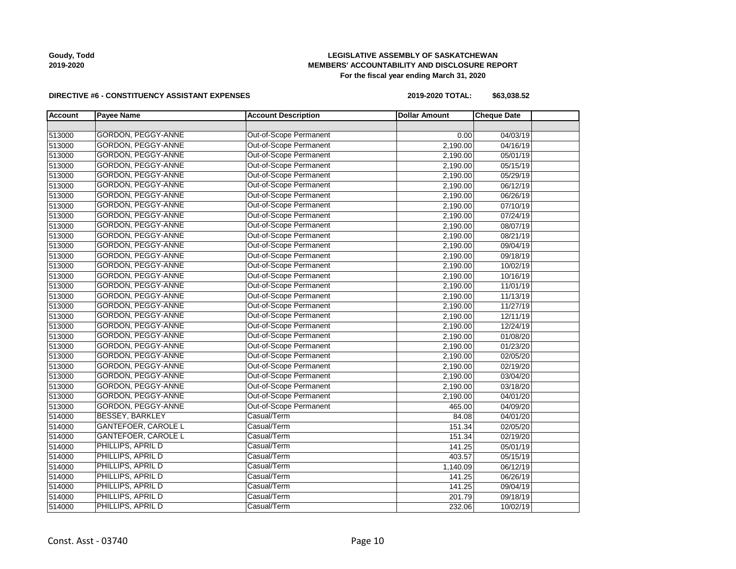**Goudy, Todd**
**2019-2020**

**LEGISLATIVE ASSEMBLY OF SASKATCHEWAN**
**MEMBERS' ACCOUNTABILITY AND DISCLOSURE REPORT**
**For the fiscal year ending March 31, 2020**

**DIRECTIVE #6 - CONSTITUENCY ASSISTANT EXPENSES**

**2019-2020 TOTAL: $63,038.52**

| Account | Payee Name | Account Description | Dollar Amount | Cheque Date | |
|---|---|---|---|---|---|
| | | | | | |
| 513000 | GORDON, PEGGY-ANNE | Out-of-Scope Permanent | 0.00 | 04/03/19 | |
| 513000 | GORDON, PEGGY-ANNE | Out-of-Scope Permanent | 2,190.00 | 04/16/19 | |
| 513000 | GORDON, PEGGY-ANNE | Out-of-Scope Permanent | 2,190.00 | 05/01/19 | |
| 513000 | GORDON, PEGGY-ANNE | Out-of-Scope Permanent | 2,190.00 | 05/15/19 | |
| 513000 | GORDON, PEGGY-ANNE | Out-of-Scope Permanent | 2,190.00 | 05/29/19 | |
| 513000 | GORDON, PEGGY-ANNE | Out-of-Scope Permanent | 2,190.00 | 06/12/19 | |
| 513000 | GORDON, PEGGY-ANNE | Out-of-Scope Permanent | 2,190.00 | 06/26/19 | |
| 513000 | GORDON, PEGGY-ANNE | Out-of-Scope Permanent | 2,190.00 | 07/10/19 | |
| 513000 | GORDON, PEGGY-ANNE | Out-of-Scope Permanent | 2,190.00 | 07/24/19 | |
| 513000 | GORDON, PEGGY-ANNE | Out-of-Scope Permanent | 2,190.00 | 08/07/19 | |
| 513000 | GORDON, PEGGY-ANNE | Out-of-Scope Permanent | 2,190.00 | 08/21/19 | |
| 513000 | GORDON, PEGGY-ANNE | Out-of-Scope Permanent | 2,190.00 | 09/04/19 | |
| 513000 | GORDON, PEGGY-ANNE | Out-of-Scope Permanent | 2,190.00 | 09/18/19 | |
| 513000 | GORDON, PEGGY-ANNE | Out-of-Scope Permanent | 2,190.00 | 10/02/19 | |
| 513000 | GORDON, PEGGY-ANNE | Out-of-Scope Permanent | 2,190.00 | 10/16/19 | |
| 513000 | GORDON, PEGGY-ANNE | Out-of-Scope Permanent | 2,190.00 | 11/01/19 | |
| 513000 | GORDON, PEGGY-ANNE | Out-of-Scope Permanent | 2,190.00 | 11/13/19 | |
| 513000 | GORDON, PEGGY-ANNE | Out-of-Scope Permanent | 2,190.00 | 11/27/19 | |
| 513000 | GORDON, PEGGY-ANNE | Out-of-Scope Permanent | 2,190.00 | 12/11/19 | |
| 513000 | GORDON, PEGGY-ANNE | Out-of-Scope Permanent | 2,190.00 | 12/24/19 | |
| 513000 | GORDON, PEGGY-ANNE | Out-of-Scope Permanent | 2,190.00 | 01/08/20 | |
| 513000 | GORDON, PEGGY-ANNE | Out-of-Scope Permanent | 2,190.00 | 01/23/20 | |
| 513000 | GORDON, PEGGY-ANNE | Out-of-Scope Permanent | 2,190.00 | 02/05/20 | |
| 513000 | GORDON, PEGGY-ANNE | Out-of-Scope Permanent | 2,190.00 | 02/19/20 | |
| 513000 | GORDON, PEGGY-ANNE | Out-of-Scope Permanent | 2,190.00 | 03/04/20 | |
| 513000 | GORDON, PEGGY-ANNE | Out-of-Scope Permanent | 2,190.00 | 03/18/20 | |
| 513000 | GORDON, PEGGY-ANNE | Out-of-Scope Permanent | 2,190.00 | 04/01/20 | |
| 513000 | GORDON, PEGGY-ANNE | Out-of-Scope Permanent | 465.00 | 04/09/20 | |
| 514000 | BESSEY, BARKLEY | Casual/Term | 84.08 | 04/01/20 | |
| 514000 | GANTEFOER, CAROLE L | Casual/Term | 151.34 | 02/05/20 | |
| 514000 | GANTEFOER, CAROLE L | Casual/Term | 151.34 | 02/19/20 | |
| 514000 | PHILLIPS, APRIL D | Casual/Term | 141.25 | 05/01/19 | |
| 514000 | PHILLIPS, APRIL D | Casual/Term | 403.57 | 05/15/19 | |
| 514000 | PHILLIPS, APRIL D | Casual/Term | 1,140.09 | 06/12/19 | |
| 514000 | PHILLIPS, APRIL D | Casual/Term | 141.25 | 06/26/19 | |
| 514000 | PHILLIPS, APRIL D | Casual/Term | 141.25 | 09/04/19 | |
| 514000 | PHILLIPS, APRIL D | Casual/Term | 201.79 | 09/18/19 | |
| 514000 | PHILLIPS, APRIL D | Casual/Term | 232.06 | 10/02/19 | |

Const. Asst - 03740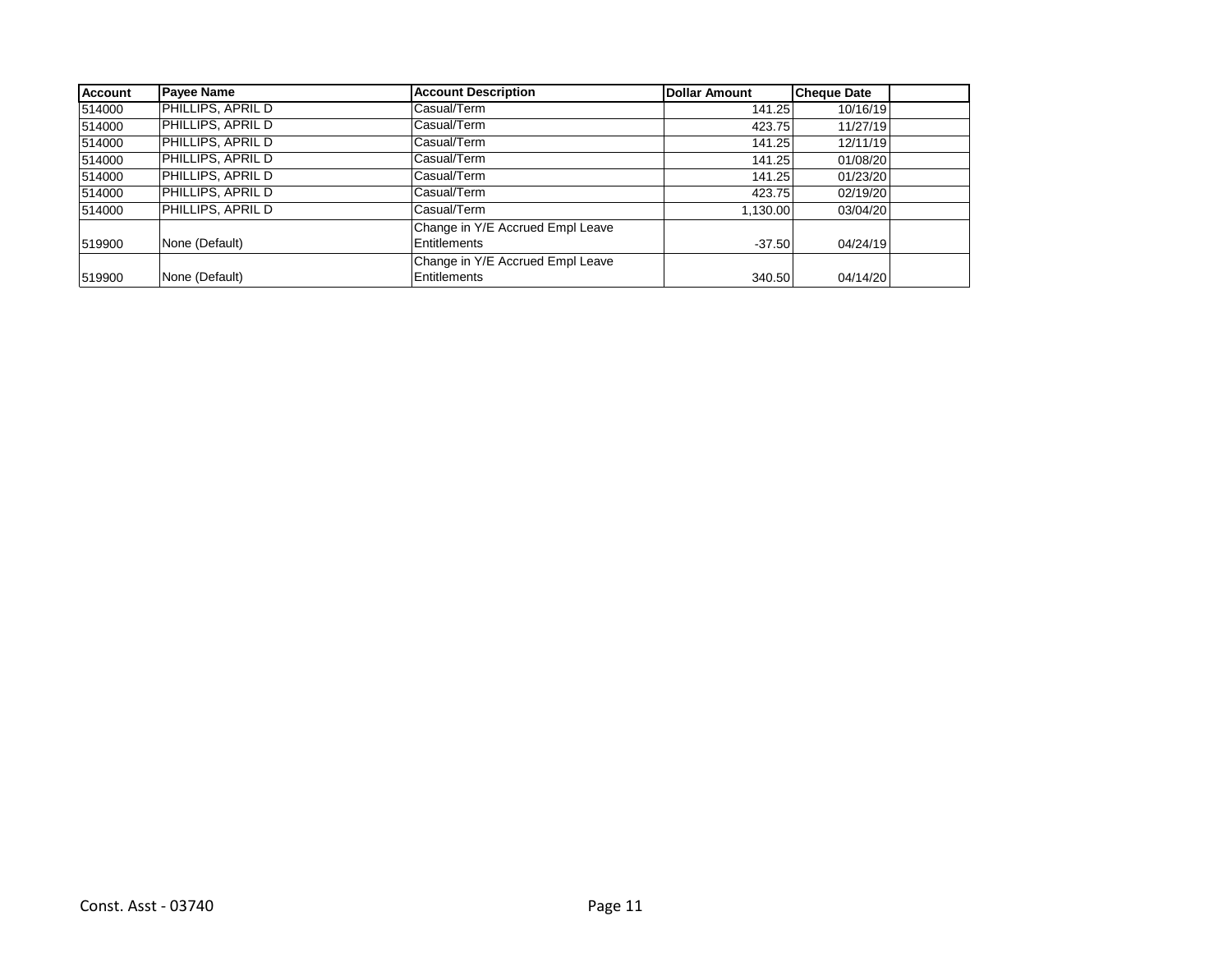| Account | Payee Name | Account Description | Dollar Amount | Cheque Date | |
|---|---|---|---|---|---|
| 514000 | PHILLIPS, APRIL D | Casual/Term | 141.25 | 10/16/19 | |
| 514000 | PHILLIPS, APRIL D | Casual/Term | 423.75 | 11/27/19 | |
| 514000 | PHILLIPS, APRIL D | Casual/Term | 141.25 | 12/11/19 | |
| 514000 | PHILLIPS, APRIL D | Casual/Term | 141.25 | 01/08/20 | |
| 514000 | PHILLIPS, APRIL D | Casual/Term | 141.25 | 01/23/20 | |
| 514000 | PHILLIPS, APRIL D | Casual/Term | 423.75 | 02/19/20 | |
| 514000 | PHILLIPS, APRIL D | Casual/Term | 1,130.00 | 03/04/20 | |
| 519900 | None (Default) | Change in Y/E Accrued Empl Leave Entitlements | -37.50 | 04/24/19 | |
| 519900 | None (Default) | Change in Y/E Accrued Empl Leave Entitlements | 340.50 | 04/14/20 | |

Const. Asst - 03740